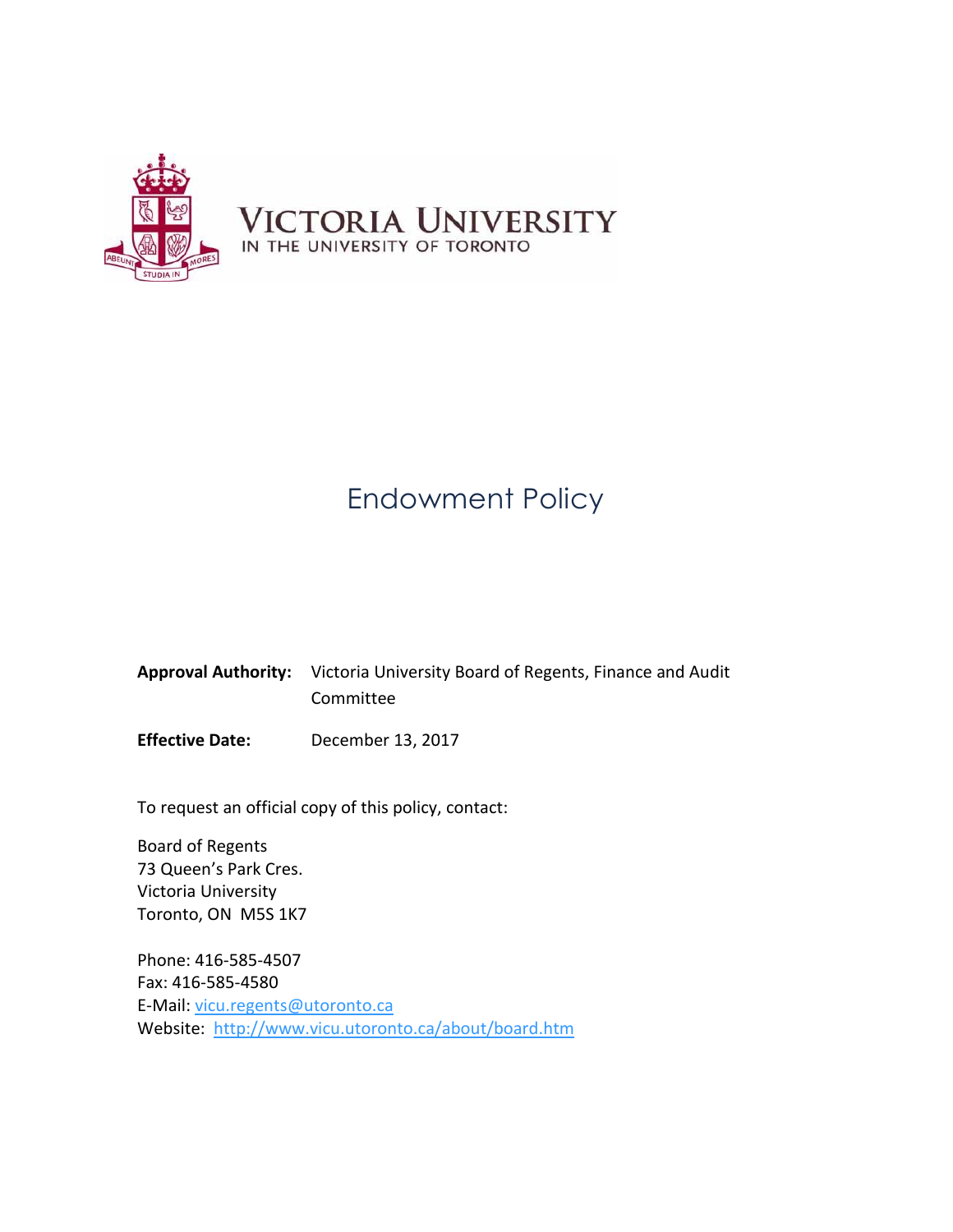VICTORIA UNIVERSITY
IN THE UNIVERSITY OF TORONTO

# Endowment Policy

**Approval Authority:** Victoria University Board of Regents, Finance and Audit Committee

**Effective Date:** December 13, 2017

To request an official copy of this policy, contact:

Board of Regents
73 Queen's Park Cres.
Victoria University
Toronto, ON M5S 1K7

Phone: 416-585-4507
Fax: 416-585-4580
E-Mail: vicu.regents@utoronto.ca
Website: http://www.vicu.utoronto.ca/about/board.htm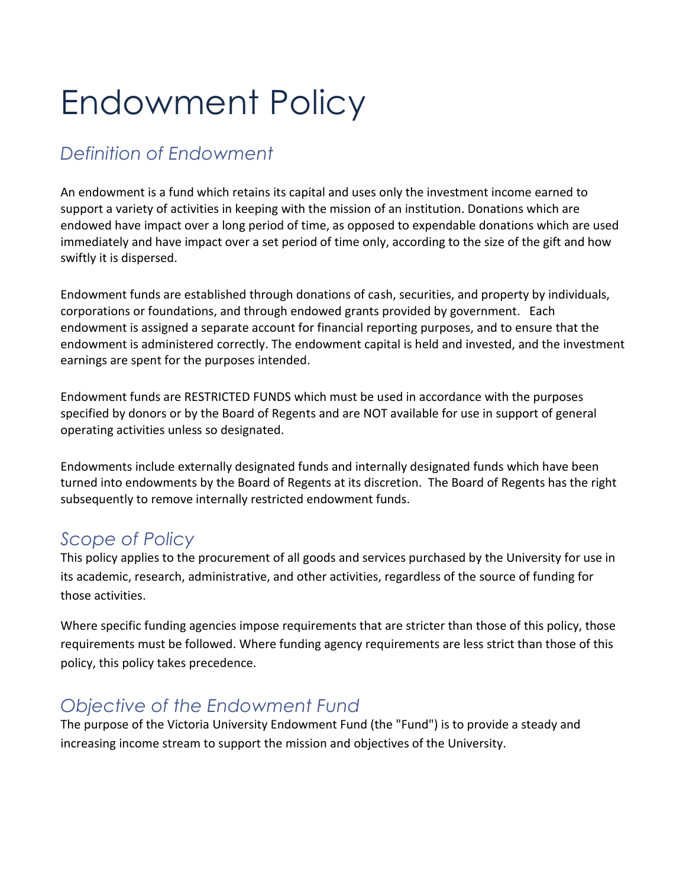# Endowment Policy

## *Definition of Endowment*

An endowment is a fund which retains its capital and uses only the investment income earned to support a variety of activities in keeping with the mission of an institution. Donations which are endowed have impact over a long period of time, as opposed to expendable donations which are used immediately and have impact over a set period of time only, according to the size of the gift and how swiftly it is dispersed.

Endowment funds are established through donations of cash, securities, and property by individuals, corporations or foundations, and through endowed grants provided by government. Each endowment is assigned a separate account for financial reporting purposes, and to ensure that the endowment is administered correctly. The endowment capital is held and invested, and the investment earnings are spent for the purposes intended.

Endowment funds are RESTRICTED FUNDS which must be used in accordance with the purposes specified by donors or by the Board of Regents and are NOT available for use in support of general operating activities unless so designated.

Endowments include externally designated funds and internally designated funds which have been turned into endowments by the Board of Regents at its discretion. The Board of Regents has the right subsequently to remove internally restricted endowment funds.

## *Scope of Policy*

This policy applies to the procurement of all goods and services purchased by the University for use in its academic, research, administrative, and other activities, regardless of the source of funding for those activities.

Where specific funding agencies impose requirements that are stricter than those of this policy, those requirements must be followed. Where funding agency requirements are less strict than those of this policy, this policy takes precedence.

## *Objective of the Endowment Fund*

The purpose of the Victoria University Endowment Fund (the "Fund") is to provide a steady and increasing income stream to support the mission and objectives of the University.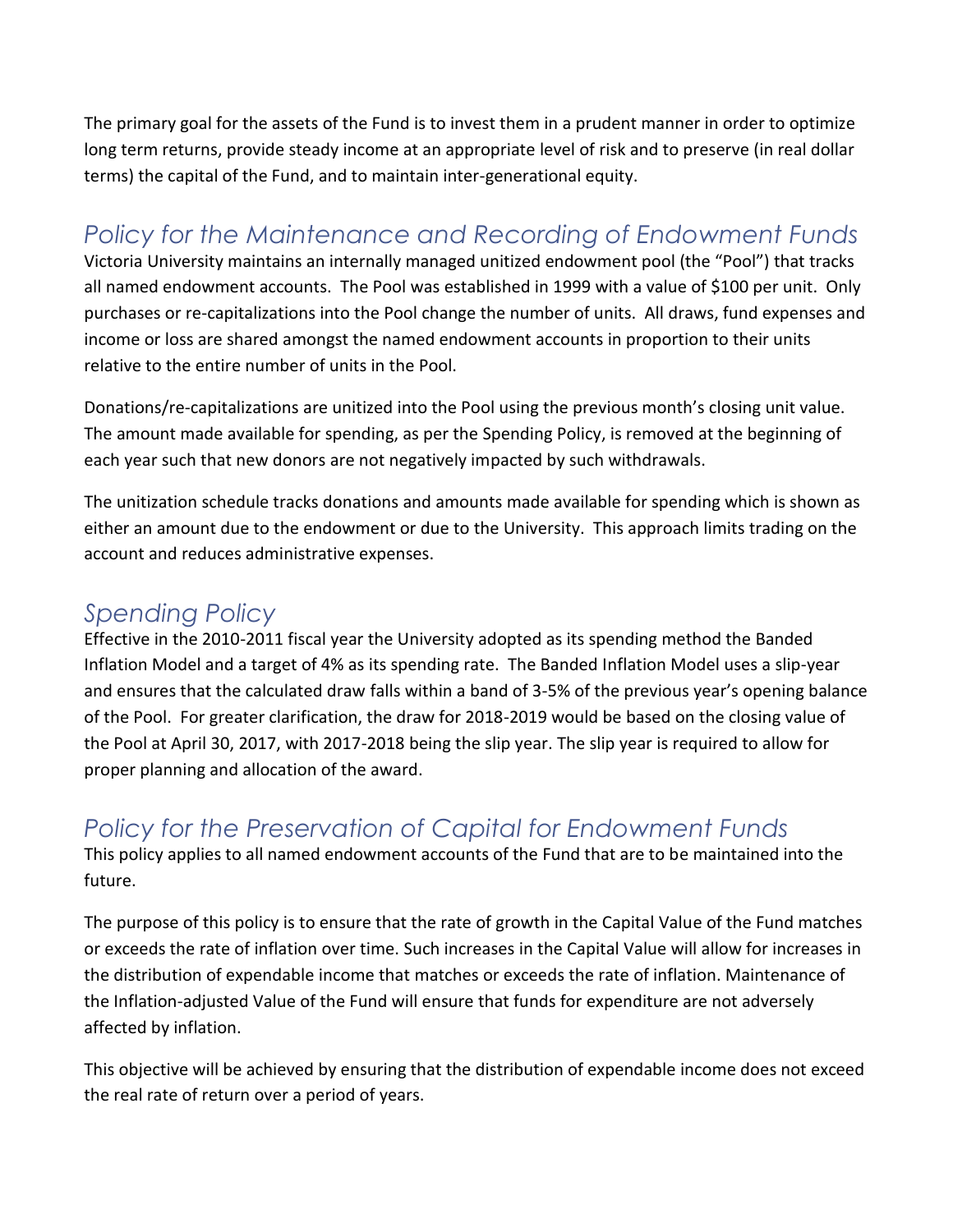The primary goal for the assets of the Fund is to invest them in a prudent manner in order to optimize long term returns, provide steady income at an appropriate level of risk and to preserve (in real dollar terms) the capital of the Fund, and to maintain inter-generational equity.

## *Policy for the Maintenance and Recording of Endowment Funds*

Victoria University maintains an internally managed unitized endowment pool (the "Pool") that tracks all named endowment accounts. The Pool was established in 1999 with a value of $100 per unit. Only purchases or re-capitalizations into the Pool change the number of units. All draws, fund expenses and income or loss are shared amongst the named endowment accounts in proportion to their units relative to the entire number of units in the Pool.

Donations/re-capitalizations are unitized into the Pool using the previous month's closing unit value. The amount made available for spending, as per the Spending Policy, is removed at the beginning of each year such that new donors are not negatively impacted by such withdrawals.

The unitization schedule tracks donations and amounts made available for spending which is shown as either an amount due to the endowment or due to the University. This approach limits trading on the account and reduces administrative expenses.

## *Spending Policy*

Effective in the 2010-2011 fiscal year the University adopted as its spending method the Banded Inflation Model and a target of 4% as its spending rate. The Banded Inflation Model uses a slip-year and ensures that the calculated draw falls within a band of 3-5% of the previous year's opening balance of the Pool. For greater clarification, the draw for 2018-2019 would be based on the closing value of the Pool at April 30, 2017, with 2017-2018 being the slip year. The slip year is required to allow for proper planning and allocation of the award.

## *Policy for the Preservation of Capital for Endowment Funds*

This policy applies to all named endowment accounts of the Fund that are to be maintained into the future.

The purpose of this policy is to ensure that the rate of growth in the Capital Value of the Fund matches or exceeds the rate of inflation over time. Such increases in the Capital Value will allow for increases in the distribution of expendable income that matches or exceeds the rate of inflation. Maintenance of the Inflation-adjusted Value of the Fund will ensure that funds for expenditure are not adversely affected by inflation.

This objective will be achieved by ensuring that the distribution of expendable income does not exceed the real rate of return over a period of years.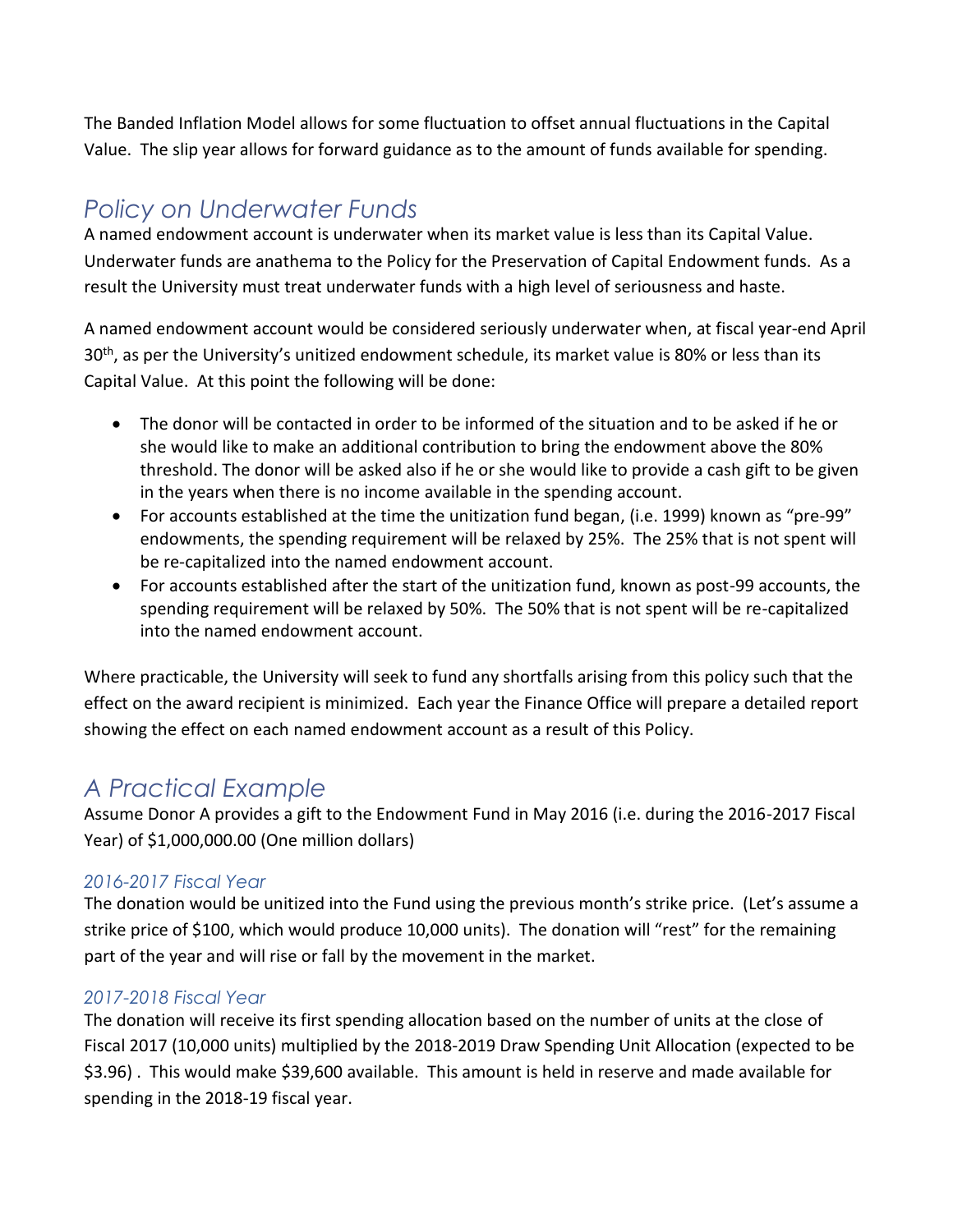The Banded Inflation Model allows for some fluctuation to offset annual fluctuations in the Capital Value. The slip year allows for forward guidance as to the amount of funds available for spending.

## *Policy on Underwater Funds*

A named endowment account is underwater when its market value is less than its Capital Value. Underwater funds are anathema to the Policy for the Preservation of Capital Endowment funds. As a result the University must treat underwater funds with a high level of seriousness and haste.

A named endowment account would be considered seriously underwater when, at fiscal year-end April 30th, as per the University's unitized endowment schedule, its market value is 80% or less than its Capital Value. At this point the following will be done:

- The donor will be contacted in order to be informed of the situation and to be asked if he or she would like to make an additional contribution to bring the endowment above the 80% threshold. The donor will be asked also if he or she would like to provide a cash gift to be given in the years when there is no income available in the spending account.
- For accounts established at the time the unitization fund began, (i.e. 1999) known as "pre-99" endowments, the spending requirement will be relaxed by 25%. The 25% that is not spent will be re-capitalized into the named endowment account.
- For accounts established after the start of the unitization fund, known as post-99 accounts, the spending requirement will be relaxed by 50%. The 50% that is not spent will be re-capitalized into the named endowment account.

Where practicable, the University will seek to fund any shortfalls arising from this policy such that the effect on the award recipient is minimized. Each year the Finance Office will prepare a detailed report showing the effect on each named endowment account as a result of this Policy.

## *A Practical Example*

Assume Donor A provides a gift to the Endowment Fund in May 2016 (i.e. during the 2016-2017 Fiscal Year) of $1,000,000.00 (One million dollars)

### *2016-2017 Fiscal Year*

The donation would be unitized into the Fund using the previous month's strike price. (Let's assume a strike price of $100, which would produce 10,000 units). The donation will "rest" for the remaining part of the year and will rise or fall by the movement in the market.

### *2017-2018 Fiscal Year*

The donation will receive its first spending allocation based on the number of units at the close of Fiscal 2017 (10,000 units) multiplied by the 2018-2019 Draw Spending Unit Allocation (expected to be $3.96) . This would make $39,600 available. This amount is held in reserve and made available for spending in the 2018-19 fiscal year.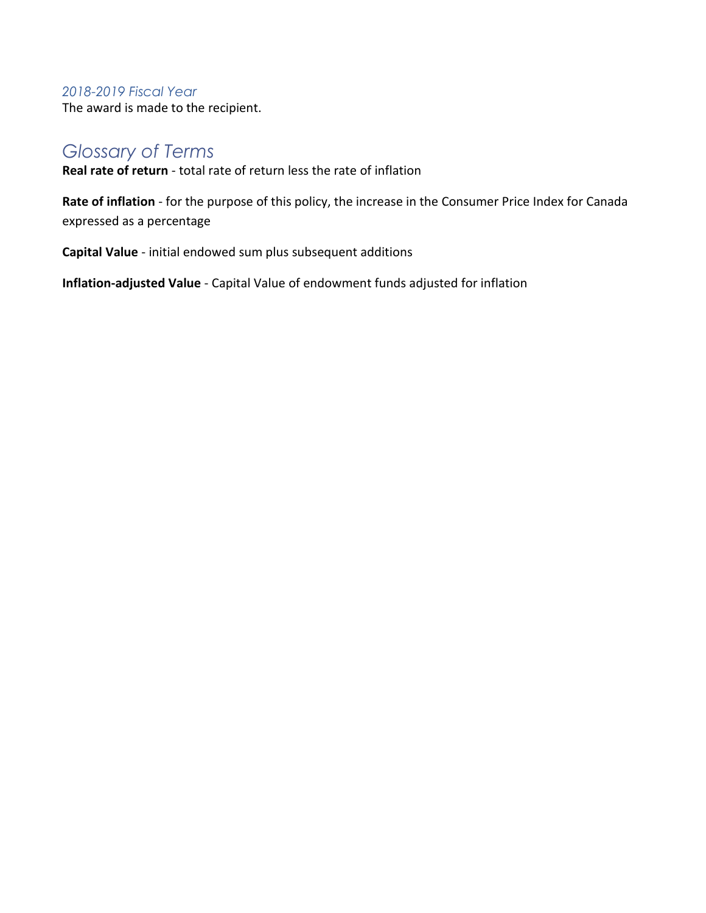### *2018-2019 Fiscal Year*

The award is made to the recipient.

## *Glossary of Terms*

**Real rate of return** - total rate of return less the rate of inflation

**Rate of inflation** - for the purpose of this policy, the increase in the Consumer Price Index for Canada expressed as a percentage

**Capital Value** - initial endowed sum plus subsequent additions

**Inflation-adjusted Value** - Capital Value of endowment funds adjusted for inflation